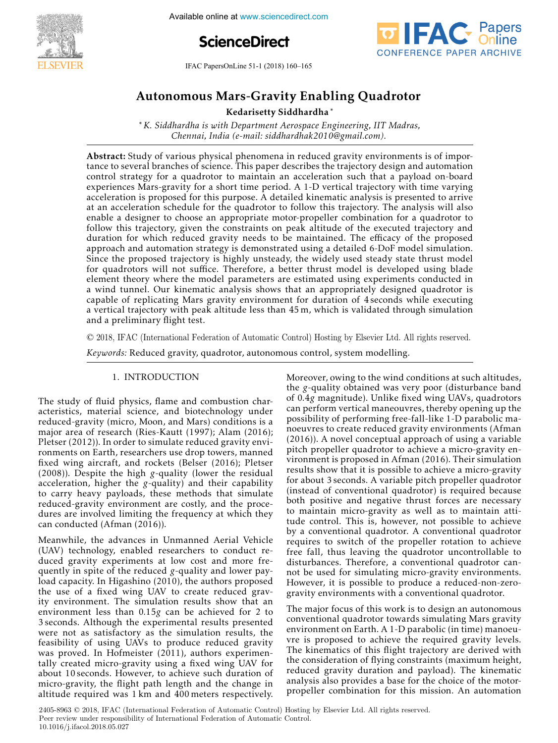# Autonomous Mars-Gravity Enabling Quadrotor

**Kedarisetty Siddhardha** *

* *K. Siddhardha is with Department Aerospace Engineering, IIT Madras, Chennai, India (e-mail: siddhardhak2010@gmail.com).*

**Abstract:** Study of various physical phenomena in reduced gravity environments is of importance to several branches of science. This paper describes the trajectory design and automation control strategy for a quadrotor to maintain an acceleration such that a payload on-board experiences Mars-gravity for a short time period. A 1-D vertical trajectory with time varying acceleration is proposed for this purpose. A detailed kinematic analysis is presented to arrive at an acceleration schedule for the quadrotor to follow this trajectory. The analysis will also enable a designer to choose an appropriate motor-propeller combination for a quadrotor to follow this trajectory, given the constraints on peak altitude of the executed trajectory and duration for which reduced gravity needs to be maintained. The efficacy of the proposed approach and automation strategy is demonstrated using a detailed 6-DoF model simulation. Since the proposed trajectory is highly unsteady, the widely used steady state thrust model for quadrotors will not suffice. Therefore, a better thrust model is developed using blade element theory where the model parameters are estimated using experiments conducted in a wind tunnel. Our kinematic analysis shows that an appropriately designed quadrotor is capable of replicating Mars gravity environment for duration of 4 seconds while executing a vertical trajectory with peak altitude less than 45 m, which is validated through simulation and a preliminary flight test.

© 2018, IFAC (International Federation of Automatic Control) Hosting by Elsevier Ltd. All rights reserved.

*Keywords:* Reduced gravity, quadrotor, autonomous control, system modelling.

## 1. INTRODUCTION

The study of fluid physics, flame and combustion characteristics, material science, and biotechnology under reduced-gravity (micro, Moon, and Mars) conditions is a major area of research (Ries-Kautt (1997); Alam (2016); Pletser (2012)). In order to simulate reduced gravity environments on Earth, researchers use drop towers, manned fixed wing aircraft, and rockets (Belser (2016); Pletser (2008)). Despite the high $g$-quality (lower the residual acceleration, higher the $g$-quality) and their capability to carry heavy payloads, these methods that simulate reduced-gravity environment are costly, and the procedures are involved limiting the frequency at which they can conducted (Afman (2016)).

Meanwhile, the advances in Unmanned Aerial Vehicle (UAV) technology, enabled researchers to conduct reduced gravity experiments at low cost and more frequently in spite of the reduced $g$-quality and lower payload capacity. In Higashino (2010), the authors proposed the use of a fixed wing UAV to create reduced gravity environment. The simulation results show that an environment less than $0.15g$ can be achieved for 2 to 3 seconds. Although the experimental results presented were not as satisfactory as the simulation results, the feasibility of using UAVs to produce reduced gravity was proved. In Hofmeister (2011), authors experimentally created micro-gravity using a fixed wing UAV for about 10 seconds. However, to achieve such duration of micro-gravity, the flight path length and the change in altitude required was 1 km and 400 meters respectively. Moreover, owing to the wind conditions at such altitudes, the $g$-quality obtained was very poor (disturbance band of $0.4g$ magnitude). Unlike fixed wing UAVs, quadrotors can perform vertical maneouvres, thereby opening up the possibility of performing free-fall-like 1-D parabolic manoeuvres to create reduced gravity environments (Afman (2016)). A novel conceptual approach of using a variable pitch propeller quadrotor to achieve a micro-gravity environment is proposed in Afman (2016). Their simulation results show that it is possible to achieve a micro-gravity for about 3 seconds. A variable pitch propeller quadrotor (instead of conventional quadrotor) is required because both positive and negative thrust forces are necessary to maintain micro-gravity as well as to maintain attitude control. This is, however, not possible to achieve by a conventional quadrotor. A conventional quadrotor requires to switch of the propeller rotation to achieve free fall, thus leaving the quadrotor uncontrollable to disturbances. Therefore, a conventional quadrotor cannot be used for simulating micro-gravity environments. However, it is possible to produce a reduced-non-zero-gravity environments with a conventional quadrotor.

The major focus of this work is to design an autonomous conventional quadrotor towards simulating Mars gravity environment on Earth. A 1-D parabolic (in time) manoeuvre is proposed to achieve the required gravity levels. The kinematics of this flight trajectory are derived with the consideration of flying constraints (maximum height, reduced gravity duration and payload). The kinematic analysis also provides a base for the choice of the motor-propeller combination for this mission. An automation

2405-8963 © 2018, IFAC (International Federation of Automatic Control) Hosting by Elsevier Ltd. All rights reserved.
Peer review under responsibility of International Federation of Automatic Control.
10.1016/j.ifacol.2018.05.027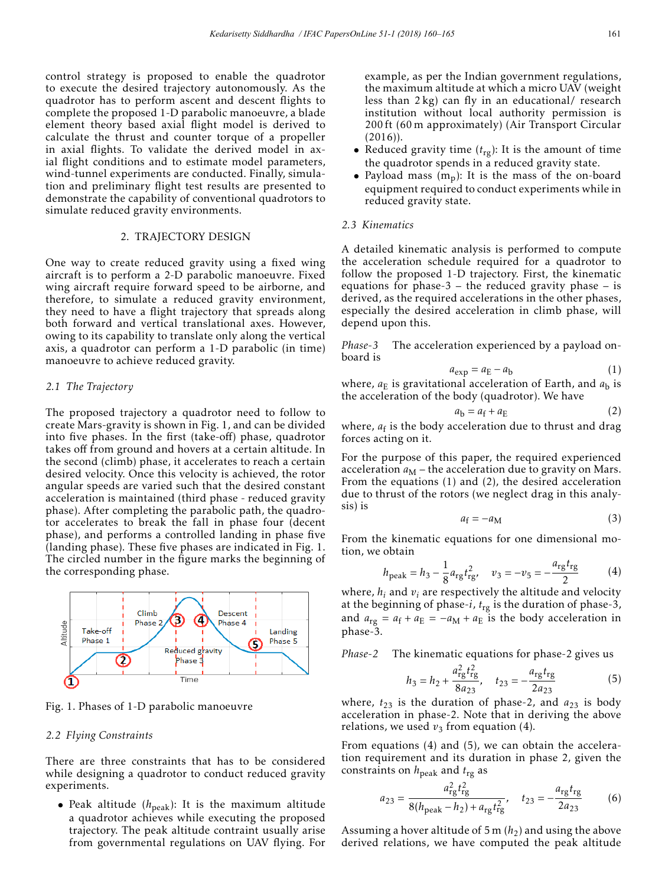control strategy is proposed to enable the quadrotor to execute the desired trajectory autonomously. As the quadrotor has to perform ascent and descent flights to complete the proposed 1-D parabolic manoeuvre, a blade element theory based axial flight model is derived to calculate the thrust and counter torque of a propeller in axial flights. To validate the derived model in axial flight conditions and to estimate model parameters, wind-tunnel experiments are conducted. Finally, simulation and preliminary flight test results are presented to demonstrate the capability of conventional quadrotors to simulate reduced gravity environments.

## 2. TRAJECTORY DESIGN

One way to create reduced gravity using a fixed wing aircraft is to perform a 2-D parabolic manoeuvre. Fixed wing aircraft require forward speed to be airborne, and therefore, to simulate a reduced gravity environment, they need to have a flight trajectory that spreads along both forward and vertical translational axes. However, owing to its capability to translate only along the vertical axis, a quadrotor can perform a 1-D parabolic (in time) manoeuvre to achieve reduced gravity.

### 2.1 The Trajectory

The proposed trajectory a quadrotor need to follow to create Mars-gravity is shown in Fig. 1, and can be divided into five phases. In the first (take-off) phase, quadrotor takes off from ground and hovers at a certain altitude. In the second (climb) phase, it accelerates to reach a certain desired velocity. Once this velocity is achieved, the rotor angular speeds are varied such that the desired constant acceleration is maintained (third phase - reduced gravity phase). After completing the parabolic path, the quadrotor accelerates to break the fall in phase four (decent phase), and performs a controlled landing in phase five (landing phase). These five phases are indicated in Fig. 1. The circled number in the figure marks the beginning of the corresponding phase.

Fig. 1. Phases of 1-D parabolic manoeuvre

### 2.2 Flying Constraints

There are three constraints that has to be considered while designing a quadrotor to conduct reduced gravity experiments.

- Peak altitude ($h_{\text{peak}}$): It is the maximum altitude a quadrotor achieves while executing the proposed trajectory. The peak altitude contraint usually arise from governmental regulations on UAV flying. For example, as per the Indian government regulations, the maximum altitude at which a micro UAV (weight less than 2 kg) can fly in an educational/ research institution without local authority permission is 200 ft (60 m approximately) (Air Transport Circular (2016)).
- Reduced gravity time ($t_{\text{rg}}$): It is the amount of time the quadrotor spends in a reduced gravity state.
- Payload mass ($m_{\text{p}}$): It is the mass of the on-board equipment required to conduct experiments while in reduced gravity state.

### 2.3 Kinematics

A detailed kinematic analysis is performed to compute the acceleration schedule required for a quadrotor to follow the proposed 1-D trajectory. First, the kinematic equations for phase-3 – the reduced gravity phase – is derived, as the required accelerations in the other phases, especially the desired acceleration in climb phase, will depend upon this.

*Phase-3* The acceleration experienced by a payload on-board is

$$a_{\text{exp}} = a_{\text{E}} - a_{\text{b}} \tag{1}$$

where, $a_{\text{E}}$ is gravitational acceleration of Earth, and $a_{\text{b}}$ is the acceleration of the body (quadrotor). We have

$$a_{\text{b}} = a_{\text{f}} + a_{\text{E}} \tag{2}$$

where, $a_{\text{f}}$ is the body acceleration due to thrust and drag forces acting on it.

For the purpose of this paper, the required experienced acceleration $a_{\text{M}}$ – the acceleration due to gravity on Mars. From the equations (1) and (2), the desired acceleration due to thrust of the rotors (we neglect drag in this analysis) is

$$a_{\text{f}} = -a_{\text{M}} \tag{3}$$

From the kinematic equations for one dimensional motion, we obtain

$$h_{\text{peak}} = h_3 - \frac{1}{8} a_{\text{rg}} t_{\text{rg}}^2, \quad v_3 = -v_5 = -\frac{a_{\text{rg}} t_{\text{rg}}}{2} \tag{4}$$

where, $h_i$ and $v_i$ are respectively the altitude and velocity at the beginning of phase-$i$, $t_{\text{rg}}$ is the duration of phase-3, and $a_{\text{rg}} = a_{\text{f}} + a_{\text{E}} = -a_{\text{M}} + a_{\text{E}}$ is the body acceleration in phase-3.

*Phase-2* The kinematic equations for phase-2 gives us

$$h_3 = h_2 + \frac{a_{\text{rg}}^2 t_{\text{rg}}^2}{8 a_{23}}, \quad t_{23} = -\frac{a_{\text{rg}} t_{\text{rg}}}{2 a_{23}} \tag{5}$$

where, $t_{23}$ is the duration of phase-2, and $a_{23}$ is body acceleration in phase-2. Note that in deriving the above relations, we used $v_3$ from equation (4).

From equations (4) and (5), we can obtain the acceleration requirement and its duration in phase 2, given the constraints on $h_{\text{peak}}$ and $t_{\text{rg}}$ as

$$a_{23} = \frac{a_{\text{rg}}^2 t_{\text{rg}}^2}{8(h_{\text{peak}} - h_2) + a_{\text{rg}} t_{\text{rg}}^2}, \quad t_{23} = -\frac{a_{\text{rg}} t_{\text{rg}}}{2 a_{23}} \tag{6}$$

Assuming a hover altitude of 5 m ($h_2$) and using the above derived relations, we have computed the peak altitude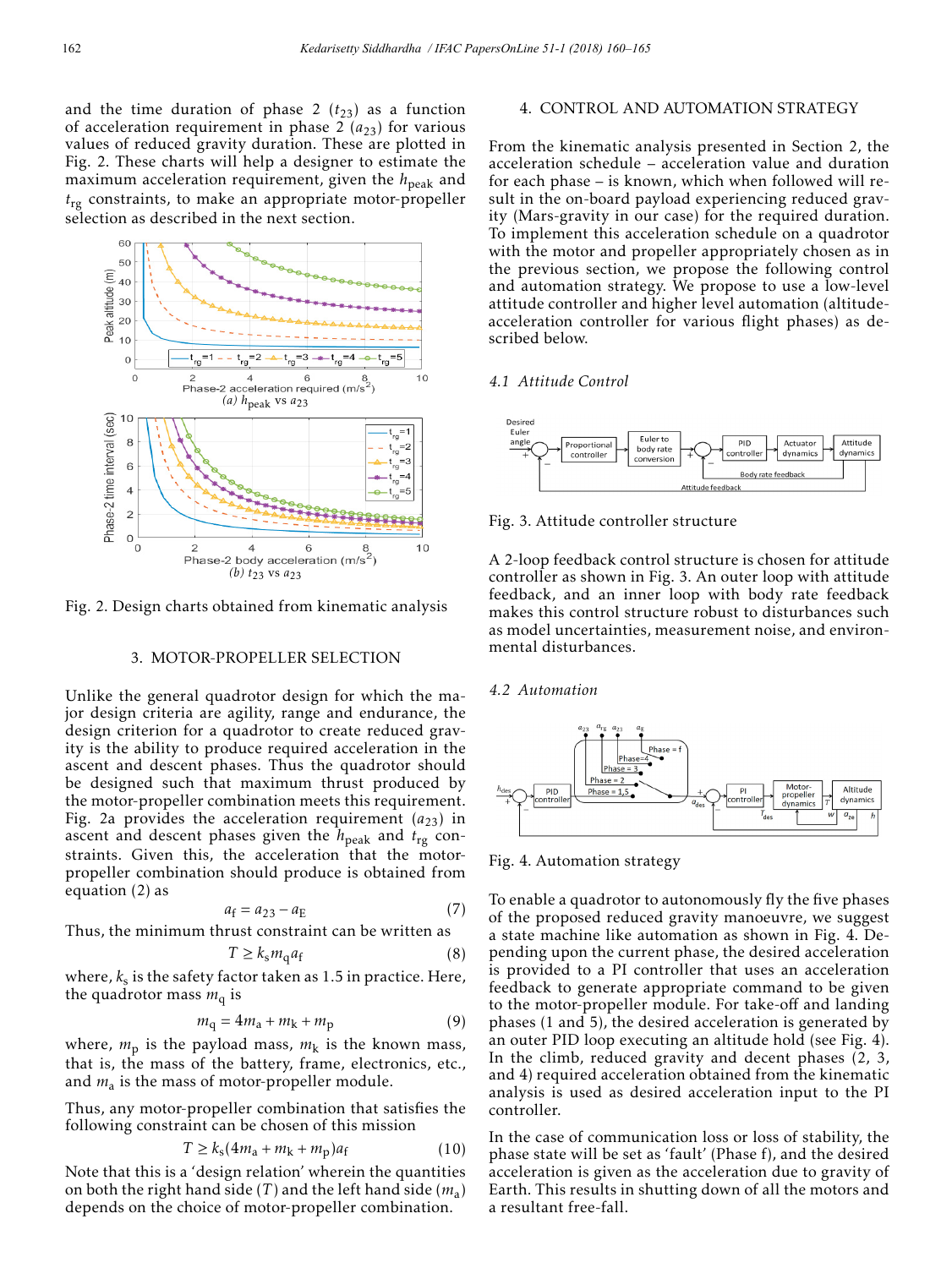and the time duration of phase 2 ($t_{23}$) as a function of acceleration requirement in phase 2 ($a_{23}$) for various values of reduced gravity duration. These are plotted in Fig. 2. These charts will help a designer to estimate the maximum acceleration requirement, given the $h_{peak}$ and $t_{rg}$ constraints, to make an appropriate motor-propeller selection as described in the next section.

(a) $h_{peak}$ vs $a_{23}$

(b) $t_{23}$ vs $a_{23}$

Fig. 2. Design charts obtained from kinematic analysis

## 3. MOTOR-PROPELLER SELECTION

Unlike the general quadrotor design for which the major design criteria are agility, range and endurance, the design criterion for a quadrotor to create reduced gravity is the ability to produce required acceleration in the ascent and descent phases. Thus the quadrotor should be designed such that maximum thrust produced by the motor-propeller combination meets this requirement. Fig. 2a provides the acceleration requirement ($a_{23}$) in ascent and descent phases given the $h_{peak}$ and $t_{rg}$ constraints. Given this, the acceleration that the motor-propeller combination should produce is obtained from equation (2) as

$$a_f = a_{23} - a_E \tag{7}$$

Thus, the minimum thrust constraint can be written as

$$T \geq k_s m_q a_f \tag{8}$$

where, $k_s$ is the safety factor taken as 1.5 in practice. Here, the quadrotor mass $m_q$ is

$$m_q = 4m_a + m_k + m_p \tag{9}$$

where, $m_p$ is the payload mass, $m_k$ is the known mass, that is, the mass of the battery, frame, electronics, etc., and $m_a$ is the mass of motor-propeller module.

Thus, any motor-propeller combination that satisfies the following constraint can be chosen of this mission

$$T \geq k_s(4m_a + m_k + m_p)a_f \tag{10}$$

Note that this is a 'design relation' wherein the quantities on both the right hand side ($T$) and the left hand side ($m_a$) depends on the choice of motor-propeller combination.

## 4. CONTROL AND AUTOMATION STRATEGY

From the kinematic analysis presented in Section 2, the acceleration schedule – acceleration value and duration for each phase – is known, which when followed will result in the on-board payload experiencing reduced gravity (Mars-gravity in our case) for the required duration. To implement this acceleration schedule on a quadrotor with the motor and propeller appropriately chosen as in the previous section, we propose the following control and automation strategy. We propose to use a low-level attitude controller and higher level automation (altitude-acceleration controller for various flight phases) as described below.

### *4.1 Attitude Control*

Fig. 3. Attitude controller structure

A 2-loop feedback control structure is chosen for attitude controller as shown in Fig. 3. An outer loop with attitude feedback, and an inner loop with body rate feedback makes this control structure robust to disturbances such as model uncertainties, measurement noise, and environmental disturbances.

### *4.2 Automation*

Fig. 4. Automation strategy

To enable a quadrotor to autonomously fly the five phases of the proposed reduced gravity manoeuvre, we suggest a state machine like automation as shown in Fig. 4. Depending upon the current phase, the desired acceleration is provided to a PI controller that uses an acceleration feedback to generate appropriate command to be given to the motor-propeller module. For take-off and landing phases (1 and 5), the desired acceleration is generated by an outer PID loop executing an altitude hold (see Fig. 4). In the climb, reduced gravity and decent phases (2, 3, and 4) required acceleration obtained from the kinematic analysis is used as desired acceleration input to the PI controller.

In the case of communication loss or loss of stability, the phase state will be set as 'fault' (Phase f), and the desired acceleration is given as the acceleration due to gravity of Earth. This results in shutting down of all the motors and a resultant free-fall.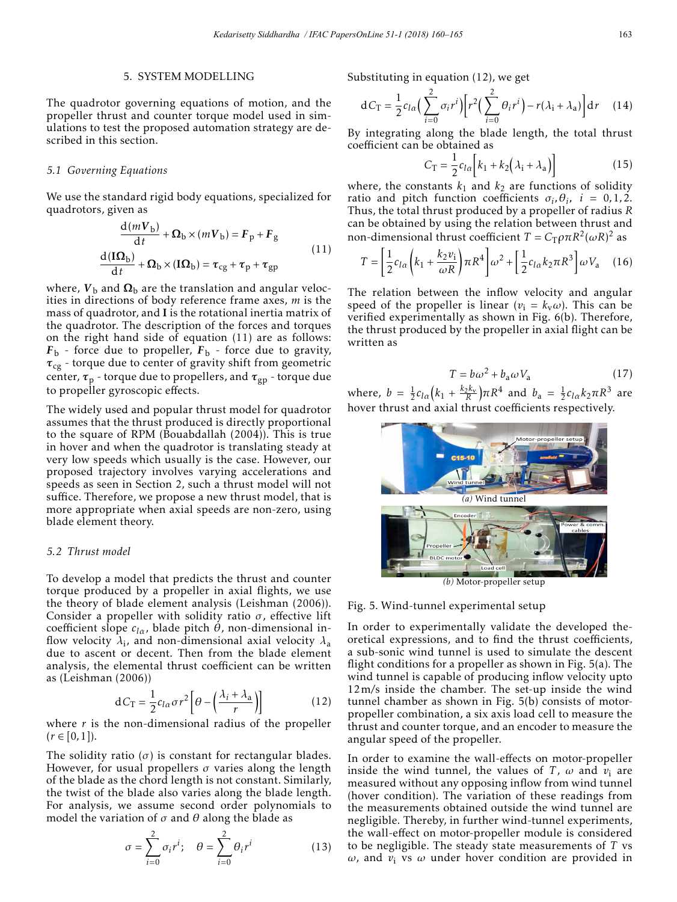## 5. SYSTEM MODELLING

The quadrotor governing equations of motion, and the propeller thrust and counter torque model used in simulations to test the proposed automation strategy are described in this section.

### 5.1 Governing Equations

We use the standard rigid body equations, specialized for quadrotors, given as

$$\frac{\mathrm{d}(m\boldsymbol{V}_{\mathrm{b}})}{\mathrm{d}t} + \boldsymbol{\Omega}_{\mathrm{b}} \times (m\boldsymbol{V}_{\mathrm{b}}) = \boldsymbol{F}_{\mathrm{p}} + \boldsymbol{F}_{\mathrm{g}}$$
$$\frac{\mathrm{d}(\mathbf{I}\boldsymbol{\Omega}_{\mathrm{b}})}{\mathrm{d}t} + \boldsymbol{\Omega}_{\mathrm{b}} \times (\mathbf{I}\boldsymbol{\Omega}_{\mathrm{b}}) = \boldsymbol{\tau}_{\mathrm{cg}} + \boldsymbol{\tau}_{\mathrm{p}} + \boldsymbol{\tau}_{\mathrm{gp}} \tag{11}$$

where, $\boldsymbol{V}_{\mathrm{b}}$ and $\boldsymbol{\Omega}_{\mathrm{b}}$ are the translation and angular velocities in directions of body reference frame axes, $m$ is the mass of quadrotor, and $\mathbf{I}$ is the rotational inertia matrix of the quadrotor. The description of the forces and torques on the right hand side of equation (11) are as follows: $\boldsymbol{F}_{\mathrm{b}}$ - force due to propeller, $\boldsymbol{F}_{\mathrm{b}}$ - force due to gravity, $\boldsymbol{\tau}_{\mathrm{cg}}$ - torque due to center of gravity shift from geometric center, $\boldsymbol{\tau}_{\mathrm{p}}$ - torque due to propellers, and $\boldsymbol{\tau}_{\mathrm{gp}}$ - torque due to propeller gyroscopic effects.

The widely used and popular thrust model for quadrotor assumes that the thrust produced is directly proportional to the square of RPM (Bouabdallah (2004)). This is true in hover and when the quadrotor is translating steady at very low speeds which usually is the case. However, our proposed trajectory involves varying accelerations and speeds as seen in Section 2, such a thrust model will not suffice. Therefore, we propose a new thrust model, that is more appropriate when axial speeds are non-zero, using blade element theory.

### 5.2 Thrust model

To develop a model that predicts the thrust and counter torque produced by a propeller in axial flights, we use the theory of blade element analysis (Leishman (2006)). Consider a propeller with solidity ratio $\sigma$, effective lift coefficient slope $c_{l\alpha}$, blade pitch $\theta$, non-dimensional inflow velocity $\lambda_{\mathrm{i}}$, and non-dimensional axial velocity $\lambda_{\mathrm{a}}$ due to ascent or decent. Then from the blade element analysis, the elemental thrust coefficient can be written as (Leishman (2006))

$$\mathrm{d}C_{\mathrm{T}} = \frac{1}{2} c_{l\alpha} \sigma r^2 \left[\theta - \left(\frac{\lambda_i + \lambda_{\mathrm{a}}}{r}\right)\right] \tag{12}$$

where $r$ is the non-dimensional radius of the propeller ($r \in [0,1]$).

The solidity ratio ($\sigma$) is constant for rectangular blades. However, for usual propellers $\sigma$ varies along the length of the blade as the chord length is not constant. Similarly, the twist of the blade also varies along the blade length. For analysis, we assume second order polynomials to model the variation of $\sigma$ and $\theta$ along the blade as

$$\sigma = \sum_{i=0}^{2} \sigma_i r^i; \quad \theta = \sum_{i=0}^{2} \theta_i r^i \tag{13}$$

Substituting in equation (12), we get

$$\mathrm{d}C_{\mathrm{T}} = \frac{1}{2} c_{l\alpha} \Big(\sum_{i=0}^{2} \sigma_i r^i\Big) \Big[r^2 \Big(\sum_{i=0}^{2} \theta_i r^i\Big) - r(\lambda_{\mathrm{i}} + \lambda_{\mathrm{a}})\Big] \mathrm{d}r \tag{14}$$

By integrating along the blade length, the total thrust coefficient can be obtained as

$$C_{\mathrm{T}} = \frac{1}{2} c_{l\alpha} \Big[k_1 + k_2\big(\lambda_{\mathrm{i}} + \lambda_{\mathrm{a}}\big)\Big] \tag{15}$$

where, the constants $k_1$ and $k_2$ are functions of solidity ratio and pitch function coefficients $\sigma_i, \theta_i$, $i = 0,1,2$. Thus, the total thrust produced by a propeller of radius $R$ can be obtained by using the relation between thrust and non-dimensional thrust coefficient $T = C_{\mathrm{T}} \rho \pi R^2 (\omega R)^2$ as

$$T = \left[\frac{1}{2} c_{l\alpha} \left(k_1 + \frac{k_2 v_{\mathrm{i}}}{\omega R}\right) \pi R^4\right] \omega^2 + \left[\frac{1}{2} c_{l\alpha} k_2 \pi R^3\right] \omega V_{\mathrm{a}} \tag{16}$$

The relation between the inflow velocity and angular speed of the propeller is linear ($v_{\mathrm{i}} = k_{\mathrm{v}} \omega$). This can be verified experimentally as shown in Fig. 6(b). Therefore, the thrust produced by the propeller in axial flight can be written as

$$T = b\omega^2 + b_{\mathrm{a}} \omega V_{\mathrm{a}} \tag{17}$$

where, $b = \frac{1}{2} c_{l\alpha} \left(k_1 + \frac{k_2 k_{\mathrm{v}}}{R}\right) \pi R^4$ and $b_{\mathrm{a}} = \frac{1}{2} c_{l\alpha} k_2 \pi R^3$ are hover thrust and axial thrust coefficients respectively.

*(a)* Wind tunnel

*(b)* Motor-propeller setup

Fig. 5. Wind-tunnel experimental setup

In order to experimentally validate the developed theoretical expressions, and to find the thrust coefficients, a sub-sonic wind tunnel is used to simulate the descent flight conditions for a propeller as shown in Fig. 5(a). The wind tunnel is capable of producing inflow velocity upto 12 m/s inside the chamber. The set-up inside the wind tunnel chamber as shown in Fig. 5(b) consists of motor-propeller combination, a six axis load cell to measure the thrust and counter torque, and an encoder to measure the angular speed of the propeller.

In order to examine the wall-effects on motor-propeller inside the wind tunnel, the values of $T$, $\omega$ and $v_{\mathrm{i}}$ are measured without any opposing inflow from wind tunnel (hover condition). The variation of these readings from the measurements obtained outside the wind tunnel are negligible. Thereby, in further wind-tunnel experiments, the wall-effect on motor-propeller module is considered to be negligible. The steady state measurements of $T$ vs $\omega$, and $v_{\mathrm{i}}$ vs $\omega$ under hover condition are provided in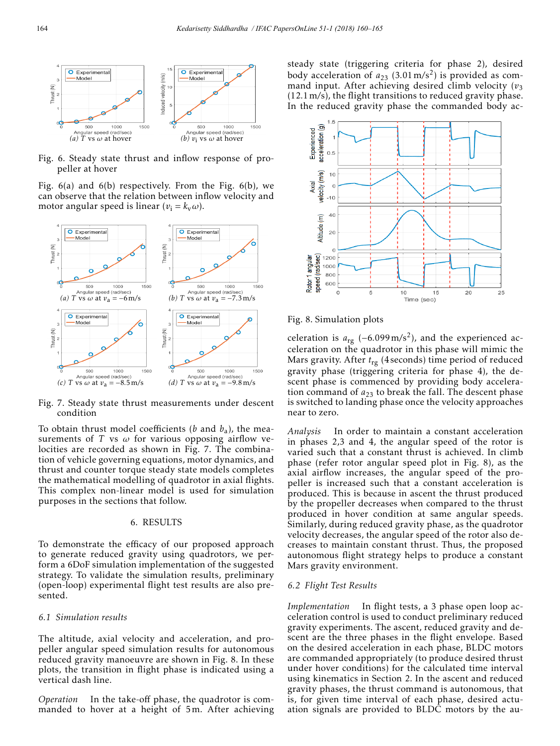Fig. 6. Steady state thrust and inflow response of propeller at hover

(a) $T$ vs $\omega$ at hover

(b) $v_i$ vs $\omega$ at hover

Fig. 6(a) and 6(b) respectively. From the Fig. 6(b), we can observe that the relation between inflow velocity and motor angular speed is linear ($v_i = k_v \omega$).

(a) $T$ vs $\omega$ at $v_a = -6\,\text{m/s}$

(b) $T$ vs $\omega$ at $v_a = -7.3\,\text{m/s}$

(c) $T$ vs $\omega$ at $v_a = -8.5\,\text{m/s}$

(d) $T$ vs $\omega$ at $v_a = -9.8\,\text{m/s}$

Fig. 7. Steady state thrust measurements under descent condition

To obtain thrust model coefficients ($b$ and $b_a$), the measurements of $T$ vs $\omega$ for various opposing airflow velocities are recorded as shown in Fig. 7. The combination of vehicle governing equations, motor dynamics, and thrust and counter torque steady state models completes the mathematical modelling of quadrotor in axial flights. This complex non-linear model is used for simulation purposes in the sections that follow.

## 6. RESULTS

To demonstrate the efficacy of our proposed approach to generate reduced gravity using quadrotors, we perform a 6DoF simulation implementation of the suggested strategy. To validate the simulation results, preliminary (open-loop) experimental flight test results are also presented.

### 6.1 Simulation results

The altitude, axial velocity and acceleration, and propeller angular speed simulation results for autonomous reduced gravity manoeuvre are shown in Fig. 8. In these plots, the transition in flight phase is indicated using a vertical dash line.

*Operation* In the take-off phase, the quadrotor is commanded to hover at a height of 5 m. After achieving steady state (triggering criteria for phase 2), desired body acceleration of $a_{23}$ ($3.01\,\text{m/s}^2$) is provided as command input. After achieving desired climb velocity ($v_3$ (12.1 m/s), the flight transitions to reduced gravity phase. In the reduced gravity phase the commanded body acceleration is $a_{rg}$ ($-6.099\,\text{m/s}^2$), and the experienced acceleration on the quadrotor in this phase will mimic the Mars gravity. After $t_{rg}$ (4 seconds) time period of reduced gravity phase (triggering criteria for phase 4), the descent phase is commenced by providing body acceleration command of $a_{23}$ to break the fall. The descent phase is switched to landing phase once the velocity approaches near to zero.

Fig. 8. Simulation plots

*Analysis* In order to maintain a constant acceleration in phases 2,3 and 4, the angular speed of the rotor is varied such that a constant thrust is achieved. In climb phase (refer rotor angular speed plot in Fig. 8), as the axial airflow increases, the angular speed of the propeller is increased such that a constant acceleration is produced. This is because in ascent the thrust produced by the propeller decreases when compared to the thrust produced in hover condition at same angular speeds. Similarly, during reduced gravity phase, as the quadrotor velocity decreases, the angular speed of the rotor also decreases to maintain constant thrust. Thus, the proposed autonomous flight strategy helps to produce a constant Mars gravity environment.

### 6.2 Flight Test Results

*Implementation* In flight tests, a 3 phase open loop acceleration control is used to conduct preliminary reduced gravity experiments. The ascent, reduced gravity and descent are the three phases in the flight envelope. Based on the desired acceleration in each phase, BLDC motors are commanded appropriately (to produce desired thrust under hover conditions) for the calculated time interval using kinematics in Section 2. In the ascent and reduced gravity phases, the thrust command is autonomous, that is, for given time interval of each phase, desired actuation signals are provided to BLDC motors by the au-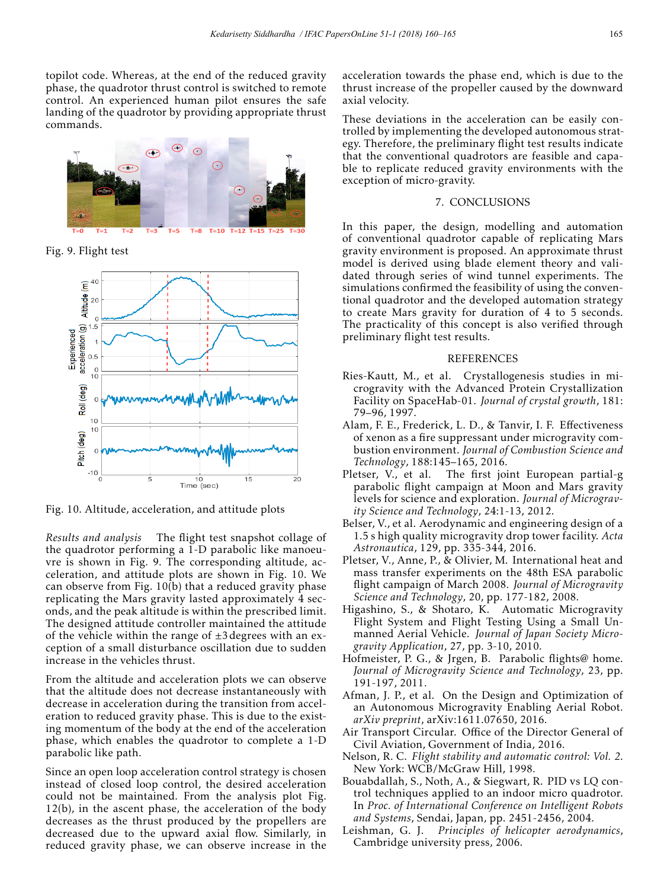topilot code. Whereas, at the end of the reduced gravity phase, the quadrotor thrust control is switched to remote control. An experienced human pilot ensures the safe landing of the quadrotor by providing appropriate thrust commands.

T=0 T=1 T=2 T=3 T=5 T=8 T=10 T=12 T=15 T=25 T=30

Fig. 9. Flight test

Altitude (m)
40
20
0
Experienced acceleration (g)
1.5
1
0.5
0
Roll (deg)
10
0
10
Pitch (deg)
10
0
-10
0 5 10 15 20
Time (sec)

Fig. 10. Altitude, acceleration, and attitude plots

*Results and analysis* The flight test snapshot collage of the quadrotor performing a 1-D parabolic like manoeuvre is shown in Fig. 9. The corresponding altitude, acceleration, and attitude plots are shown in Fig. 10. We can observe from Fig. 10(b) that a reduced gravity phase replicating the Mars gravity lasted approximately 4 seconds, and the peak altitude is within the prescribed limit. The designed attitude controller maintained the attitude of the vehicle within the range of $\pm 3$ degrees with an exception of a small disturbance oscillation due to sudden increase in the vehicles thrust.

From the altitude and acceleration plots we can observe that the altitude does not decrease instantaneously with decrease in acceleration during the transition from acceleration to reduced gravity phase. This is due to the existing momentum of the body at the end of the acceleration phase, which enables the quadrotor to complete a 1-D parabolic like path.

Since an open loop acceleration control strategy is chosen instead of closed loop control, the desired acceleration could not be maintained. From the analysis plot Fig. 12(b), in the ascent phase, the acceleration of the body decreases as the thrust produced by the propellers are decreased due to the upward axial flow. Similarly, in reduced gravity phase, we can observe increase in the acceleration towards the phase end, which is due to the thrust increase of the propeller caused by the downward axial velocity.

These deviations in the acceleration can be easily controlled by implementing the developed autonomous strategy. Therefore, the preliminary flight test results indicate that the conventional quadrotors are feasible and capable to replicate reduced gravity environments with the exception of micro-gravity.

## 7. CONCLUSIONS

In this paper, the design, modelling and automation of conventional quadrotor capable of replicating Mars gravity environment is proposed. An approximate thrust model is derived using blade element theory and validated through series of wind tunnel experiments. The simulations confirmed the feasibility of using the conventional quadrotor and the developed automation strategy to create Mars gravity for duration of 4 to 5 seconds. The practicality of this concept is also verified through preliminary flight test results.

## REFERENCES

Ries-Kautt, M., et al. Crystallogenesis studies in microgravity with the Advanced Protein Crystallization Facility on SpaceHab-01. *Journal of crystal growth*, 181: 79–96, 1997.

Alam, F. E., Frederick, L. D., & Tanvir, I. F. Effectiveness of xenon as a fire suppressant under microgravity combustion environment. *Journal of Combustion Science and Technology*, 188:145–165, 2016.

Pletser, V., et al. The first joint European partial-g parabolic flight campaign at Moon and Mars gravity levels for science and exploration. *Journal of Microgravity Science and Technology*, 24:1-13, 2012.

Belser, V., et al. Aerodynamic and engineering design of a 1.5 s high quality microgravity drop tower facility. *Acta Astronautica*, 129, pp. 335-344, 2016.

Pletser, V., Anne, P., & Olivier, M. International heat and mass transfer experiments on the 48th ESA parabolic flight campaign of March 2008. *Journal of Microgravity Science and Technology*, 20, pp. 177-182, 2008.

Higashino, S., & Shotaro, K. Automatic Microgravity Flight System and Flight Testing Using a Small Unmanned Aerial Vehicle. *Journal of Japan Society Microgravity Application*, 27, pp. 3-10, 2010.

Hofmeister, P. G., & Jrgen, B. Parabolic flights@ home. *Journal of Microgravity Science and Technology*, 23, pp. 191-197, 2011.

Afman, J. P., et al. On the Design and Optimization of an Autonomous Microgravity Enabling Aerial Robot. *arXiv preprint*, arXiv:1611.07650, 2016.

Air Transport Circular. Office of the Director General of Civil Aviation, Government of India, 2016.

Nelson, R. C. *Flight stability and automatic control: Vol. 2.* New York: WCB/McGraw Hill, 1998.

Bouabdallah, S., Noth, A., & Siegwart, R. PID vs LQ control techniques applied to an indoor micro quadrotor. In *Proc. of International Conference on Intelligent Robots and Systems*, Sendai, Japan, pp. 2451-2456, 2004.

Leishman, G. J. *Principles of helicopter aerodynamics*, Cambridge university press, 2006.